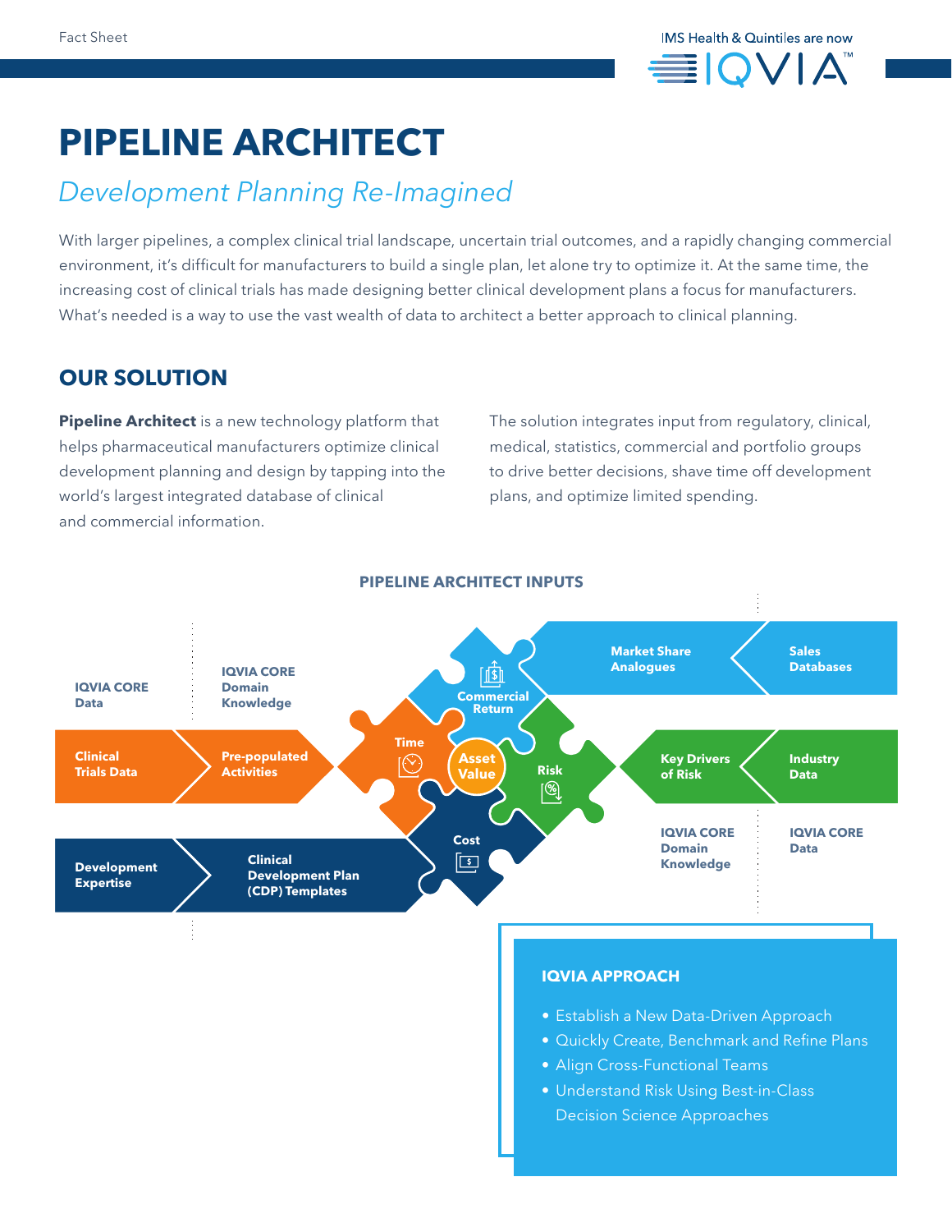Fact Sheet

IMS Health & Quintiles are now IQVIA™

# PIPELINE ARCHITECT

## *Development Planning Re-Imagined*

With larger pipelines, a complex clinical trial landscape, uncertain trial outcomes, and a rapidly changing commercial environment, it's difficult for manufacturers to build a single plan, let alone try to optimize it. At the same time, the increasing cost of clinical trials has made designing better clinical development plans a focus for manufacturers. What's needed is a way to use the vast wealth of data to architect a better approach to clinical planning.

## OUR SOLUTION

**Pipeline Architect** is a new technology platform that helps pharmaceutical manufacturers optimize clinical development planning and design by tapping into the world's largest integrated database of clinical and commercial information.

The solution integrates input from regulatory, clinical, medical, statistics, commercial and portfolio groups to drive better decisions, shave time off development plans, and optimize limited spending.

### PIPELINE ARCHITECT INPUTS

IQVIA CORE Data | IQVIA CORE Domain Knowledge

- Clinical Trials Data → Pre-populated Activities → Time
- Development Expertise → Clinical Development Plan (CDP) Templates → Cost
- Sales Databases → Market Share Analogues → Commercial Return
- Industry Data → Key Drivers of Risk → Risk

Asset Value

IQVIA CORE Domain Knowledge | IQVIA CORE Data

### IQVIA APPROACH

- Establish a New Data-Driven Approach
- Quickly Create, Benchmark and Refine Plans
- Align Cross-Functional Teams
- Understand Risk Using Best-in-Class Decision Science Approaches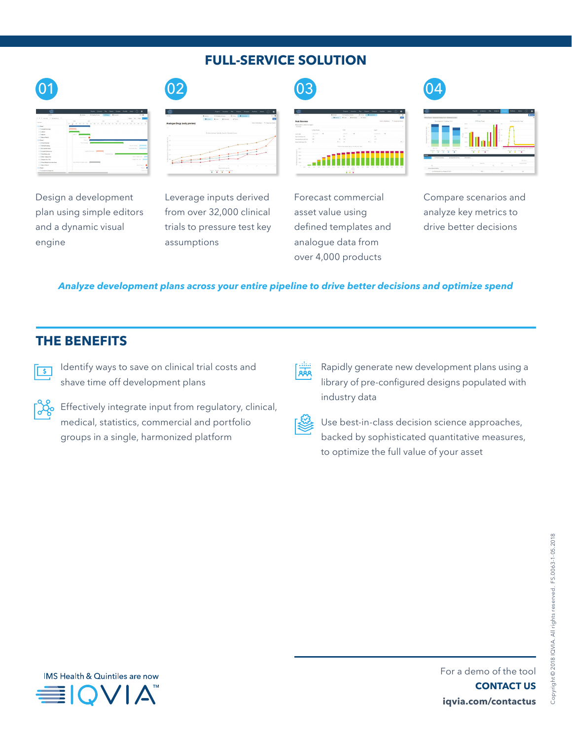## FULL-SERVICE SOLUTION

01

Design a development plan using simple editors and a dynamic visual engine

02

Leverage inputs derived from over 32,000 clinical trials to pressure test key assumptions

03

Forecast commercial asset value using defined templates and analogue data from over 4,000 products

04

Compare scenarios and analyze key metrics to drive better decisions

***Analyze development plans across your entire pipeline to drive better decisions and optimize spend***

## THE BENEFITS

- Identify ways to save on clinical trial costs and shave time off development plans
- Effectively integrate input from regulatory, clinical, medical, statistics, commercial and portfolio groups in a single, harmonized platform
- Rapidly generate new development plans using a library of pre-configured designs populated with industry data
- Use best-in-class decision science approaches, backed by sophisticated quantitative measures, to optimize the full value of your asset

IMS Health & Quintiles are now IQVIA™

For a demo of the tool
**CONTACT US**
**iqvia.com/contactus**

Copyright © 2018 IQVIA. All rights reserved. FS.0063-1-05.2018